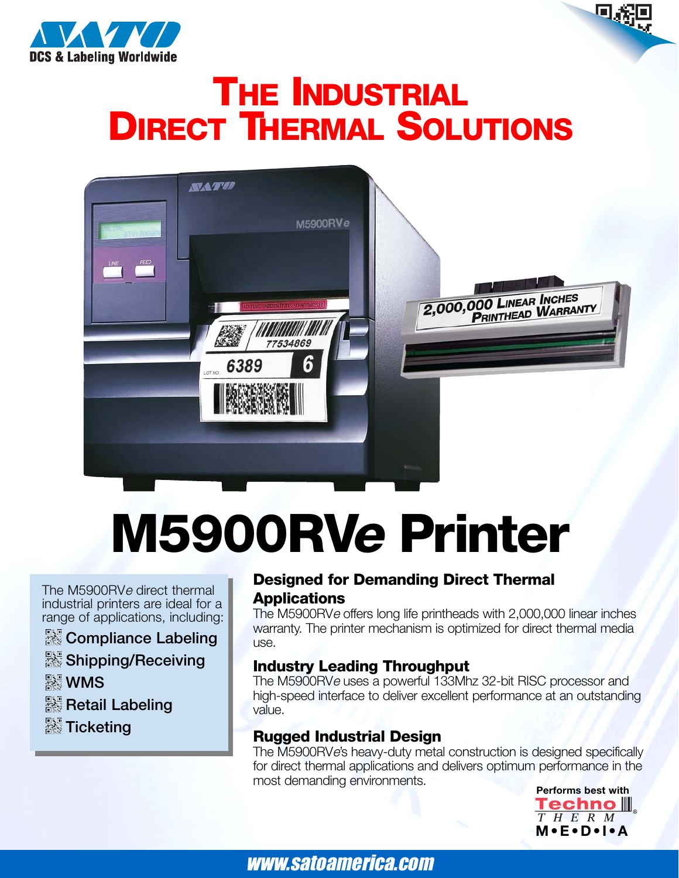SATO DCS & Labeling Worldwide

# The Industrial Direct Thermal Solutions

2,000,000 Linear Inches Printhead Warranty

# M5900RV*e* Printer

The M5900RV*e* direct thermal industrial printers are ideal for a range of applications, including:

- Compliance Labeling
- Shipping/Receiving
- WMS
- Retail Labeling
- Ticketing

## Designed for Demanding Direct Thermal Applications

The M5900RV*e* offers long life printheads with 2,000,000 linear inches warranty. The printer mechanism is optimized for direct thermal media use.

## Industry Leading Throughput

The M5900RV*e* uses a powerful 133Mhz 32-bit RISC processor and high-speed interface to deliver excellent performance at an outstanding value.

## Rugged Industrial Design

The M5900RV*e*'s heavy-duty metal construction is designed specifically for direct thermal applications and delivers optimum performance in the most demanding environments.

Performs best with Techno THERM M•E•D•I•A

www.satoamerica.com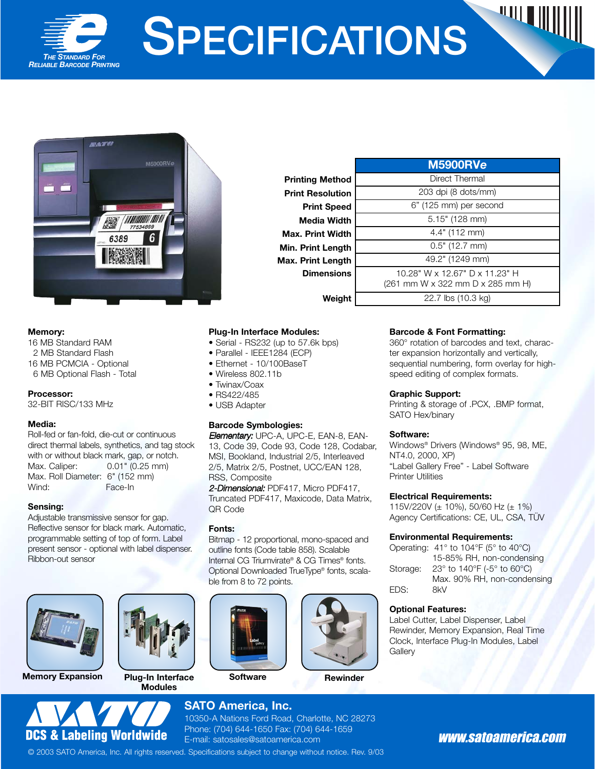# SPECIFICATIONS

THE STANDARD FOR RELIABLE BARCODE PRINTING

| | M5900RVe |
|---|---|
| **Printing Method** | Direct Thermal |
| **Print Resolution** | 203 dpi (8 dots/mm) |
| **Print Speed** | 6" (125 mm) per second |
| **Media Width** | 5.15" (128 mm) |
| **Max. Print Width** | 4.4" (112 mm) |
| **Min. Print Length** | 0.5" (12.7 mm) |
| **Max. Print Length** | 49.2" (1249 mm) |
| **Dimensions** | 10.28" W x 12.67" D x 11.23" H (261 mm W x 322 mm D x 285 mm H) |
| **Weight** | 22.7 lbs (10.3 kg) |

**Memory:**
16 MB Standard RAM
2 MB Standard Flash
16 MB PCMCIA - Optional
6 MB Optional Flash - Total

**Processor:**
32-BIT RISC/133 MHz

**Media:**
Roll-fed or fan-fold, die-cut or continuous direct thermal labels, synthetics, and tag stock with or without black mark, gap, or notch.
Max. Caliper: 0.01" (0.25 mm)
Max. Roll Diameter: 6" (152 mm)
Wind: Face-In

**Sensing:**
Adjustable transmissive sensor for gap. Reflective sensor for black mark. Automatic, programmable setting of top of form. Label present sensor - optional with label dispenser. Ribbon-out sensor

**Plug-In Interface Modules:**
- Serial - RS232 (up to 57.6k bps)
- Parallel - IEEE1284 (ECP)
- Ethernet - 10/100BaseT
- Wireless 802.11b
- Twinax/Coax
- RS422/485
- USB Adapter

**Barcode Symbologies:**
*Elementary:* UPC-A, UPC-E, EAN-8, EAN-13, Code 39, Code 93, Code 128, Codabar, MSI, Bookland, Industrial 2/5, Interleaved 2/5, Matrix 2/5, Postnet, UCC/EAN 128, RSS, Composite
*2-Dimensional:* PDF417, Micro PDF417, Truncated PDF417, Maxicode, Data Matrix, QR Code

**Fonts:**
Bitmap - 12 proportional, mono-spaced and outline fonts (Code table 858). Scalable Internal CG Triumvirate® & CG Times® fonts. Optional Downloaded TrueType® fonts, scalable from 8 to 72 points.

**Barcode & Font Formatting:**
360° rotation of barcodes and text, character expansion horizontally and vertically, sequential numbering, form overlay for high-speed editing of complex formats.

**Graphic Support:**
Printing & storage of .PCX, .BMP format, SATO Hex/binary

**Software:**
Windows® Drivers (Windows® 95, 98, ME, NT4.0, 2000, XP)
"Label Gallery Free" - Label Software
Printer Utilities

**Electrical Requirements:**
115V/220V (± 10%), 50/60 Hz (± 1%)
Agency Certifications: CE, UL, CSA, TÜV

**Environmental Requirements:**
Operating: 41° to 104°F (5° to 40°C)
15-85% RH, non-condensing
Storage: 23° to 140°F (-5° to 60°C)
Max. 90% RH, non-condensing
EDS: 8kV

**Optional Features:**
Label Cutter, Label Dispenser, Label Rewinder, Memory Expansion, Real Time Clock, Interface Plug-In Modules, Label Gallery

Memory Expansion

Plug-In Interface Modules

Software

Rewinder

DCS & Labeling Worldwide

**SATO America, Inc.**
10350-A Nations Ford Road, Charlotte, NC 28273
Phone: (704) 644-1650 Fax: (704) 644-1659
E-mail: satosales@satoamerica.com

www.satoamerica.com

© 2003 SATO America, Inc. All rights reserved. Specifications subject to change without notice. Rev. 9/03